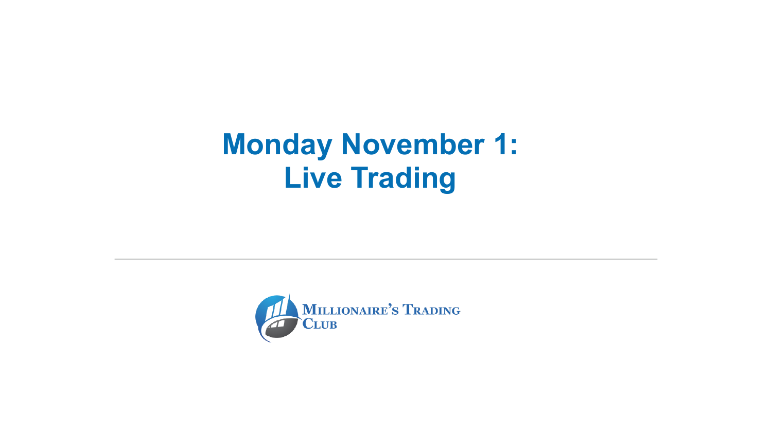# Monday November 1: Live Trading

Millionaire's Trading Club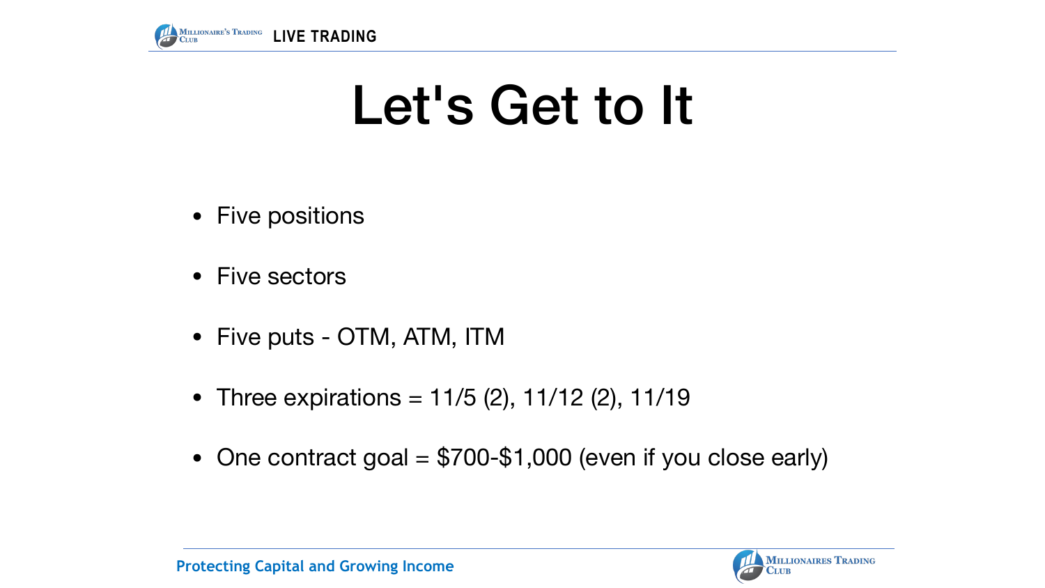# Let's Get to It

- Five positions
- Five sectors
- Five puts - OTM, ATM, ITM
- Three expirations = 11/5 (2), 11/12 (2), 11/19
- One contract goal = $700-$1,000 (even if you close early)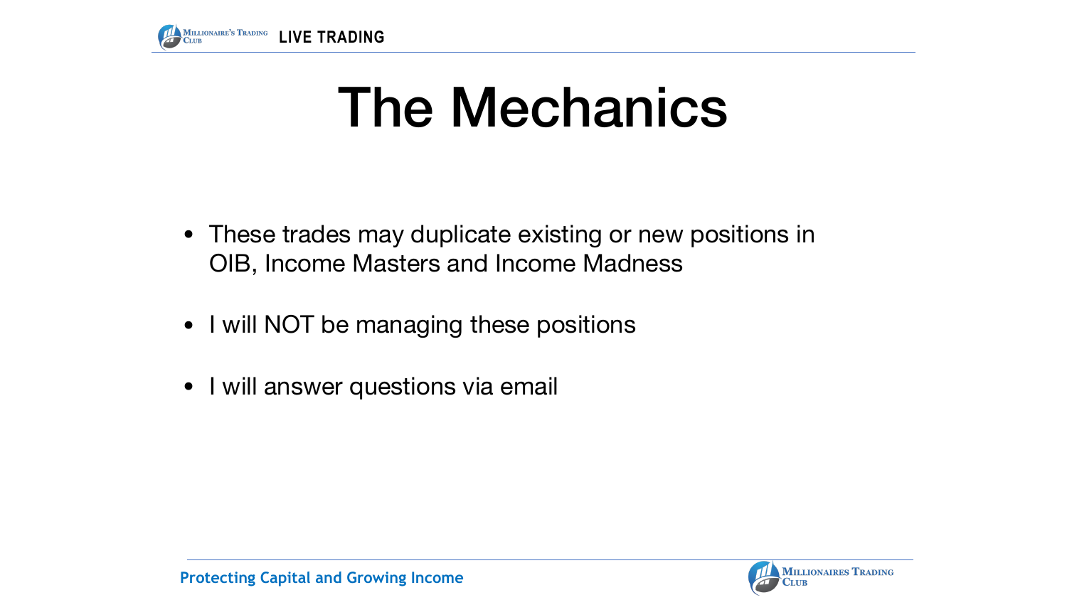# The Mechanics

- These trades may duplicate existing or new positions in OIB, Income Masters and Income Madness
- I will NOT be managing these positions
- I will answer questions via email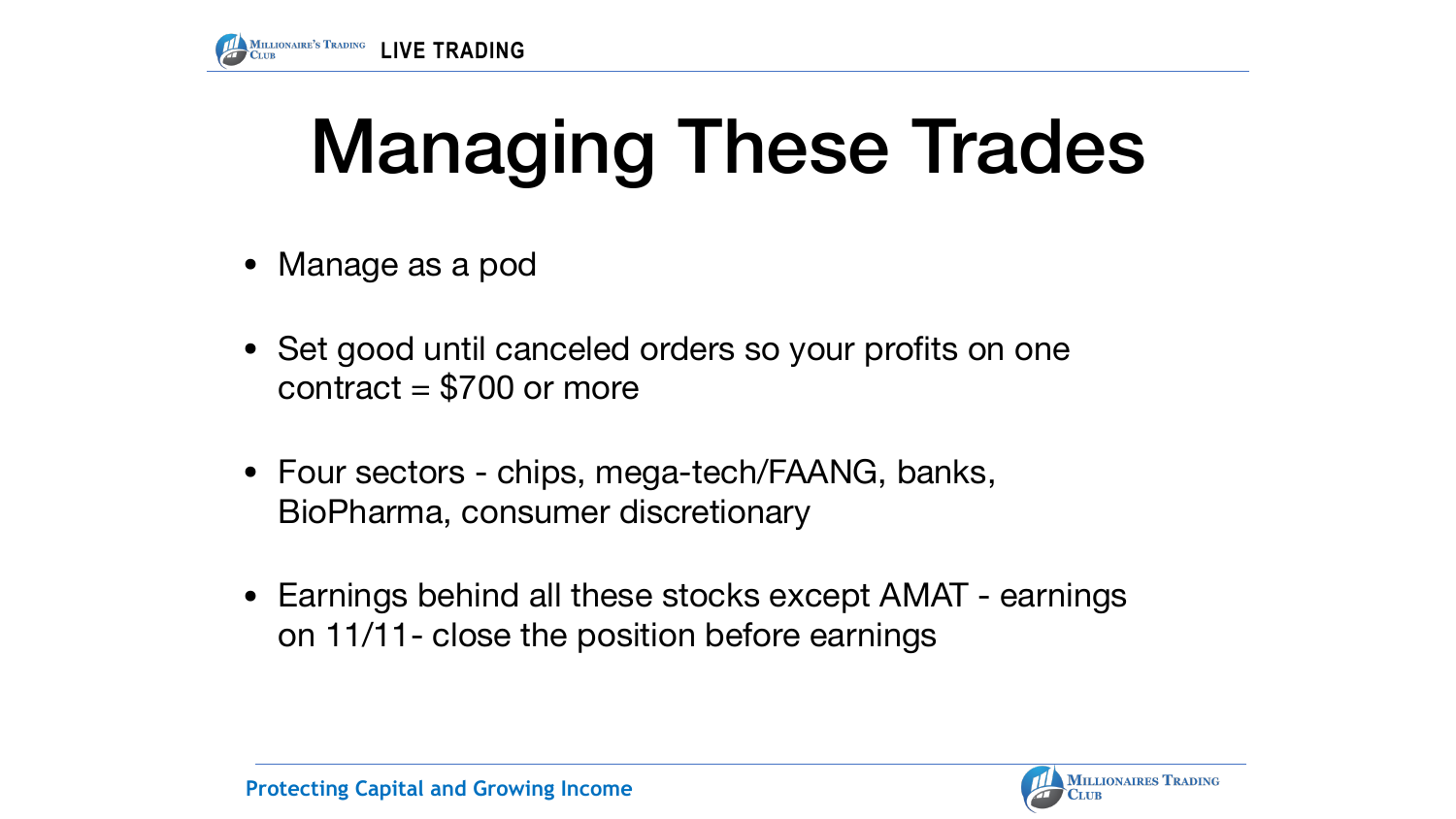# Managing These Trades

- Manage as a pod

- Set good until canceled orders so your profits on one contract = $700 or more

- Four sectors - chips, mega-tech/FAANG, banks, BioPharma, consumer discretionary

- Earnings behind all these stocks except AMAT - earnings on 11/11- close the position before earnings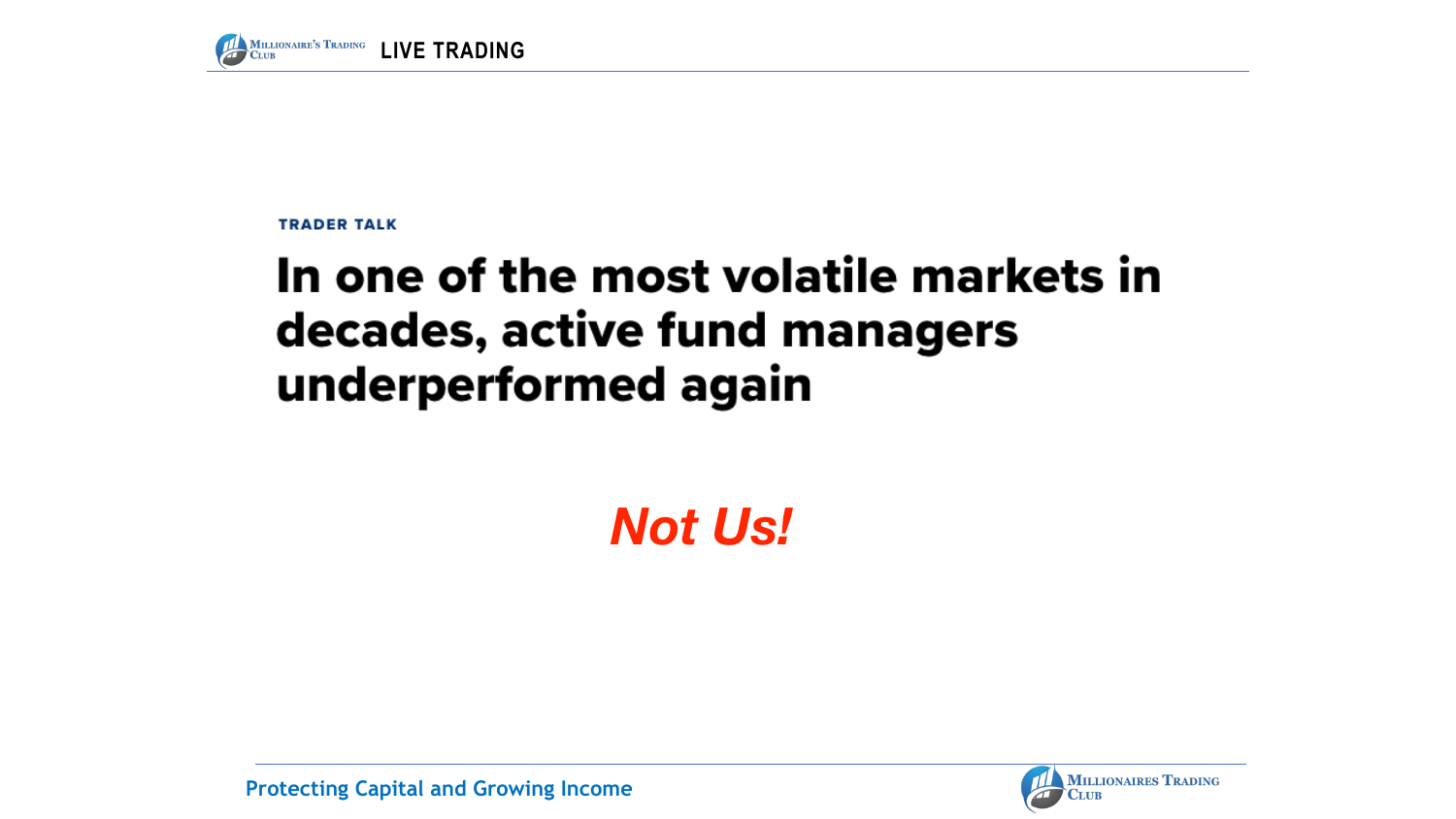TRADER TALK

# In one of the most volatile markets in decades, active fund managers underperformed again

***Not Us!***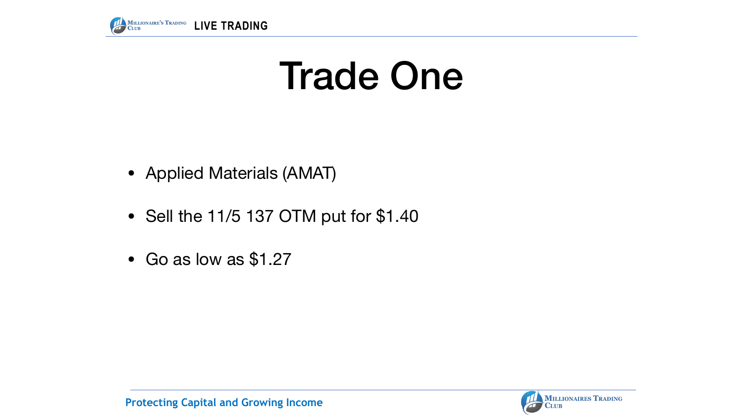# Trade One

- Applied Materials (AMAT)
- Sell the 11/5 137 OTM put for $1.40
- Go as low as $1.27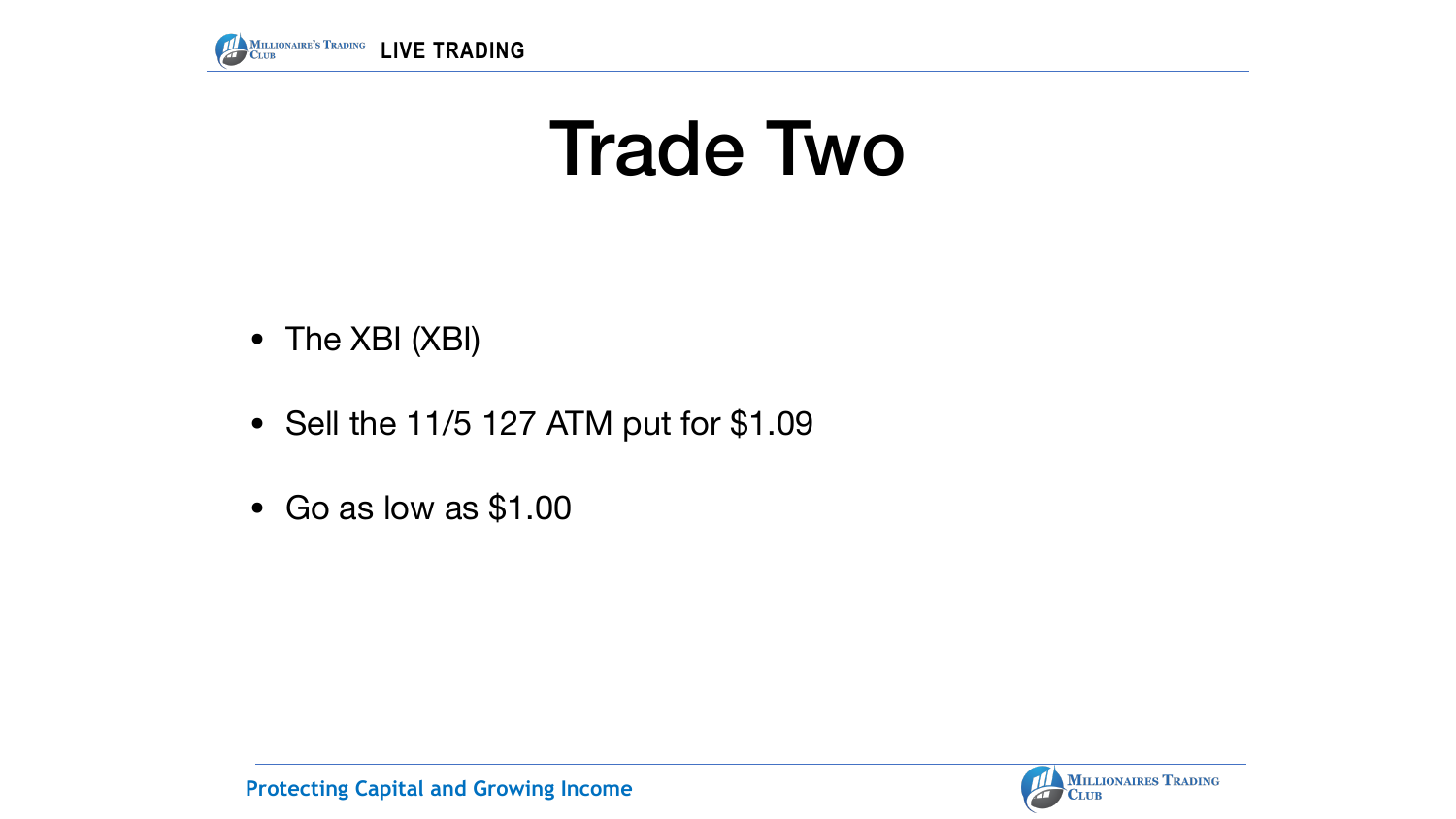# Trade Two

- The XBI (XBI)
- Sell the 11/5 127 ATM put for $1.09
- Go as low as $1.00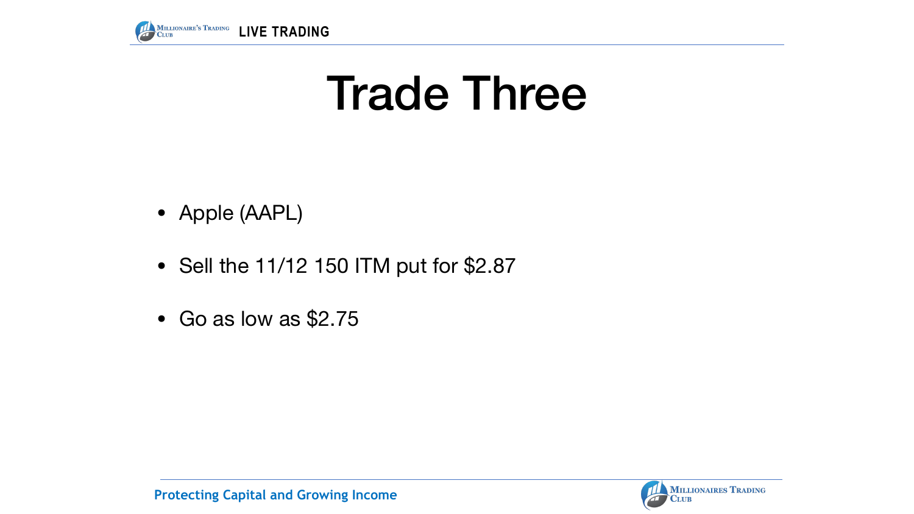# Trade Three

- Apple (AAPL)
- Sell the 11/12 150 ITM put for $2.87
- Go as low as $2.75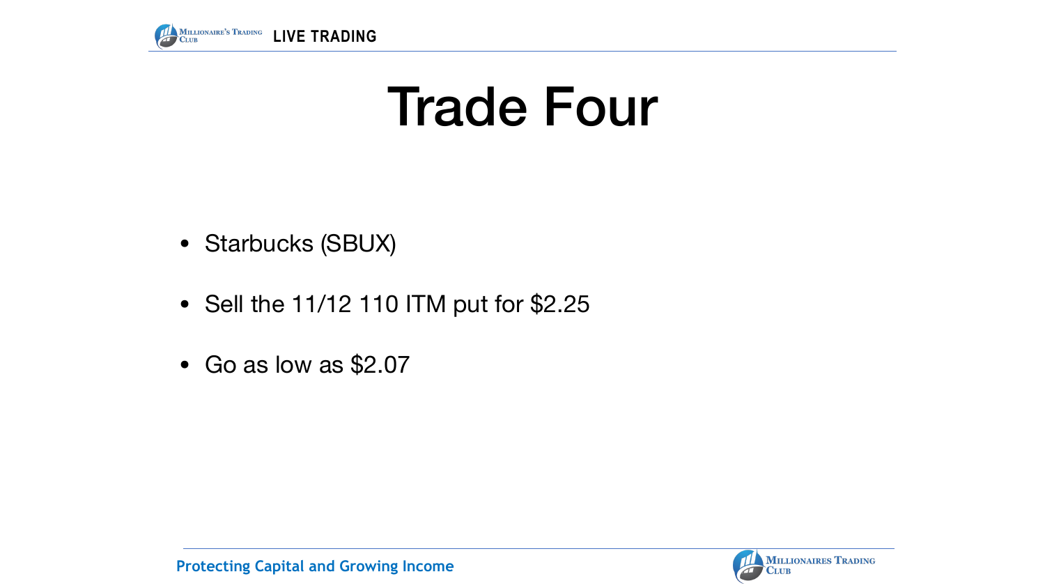# Trade Four

- Starbucks (SBUX)
- Sell the 11/12 110 ITM put for $2.25
- Go as low as $2.07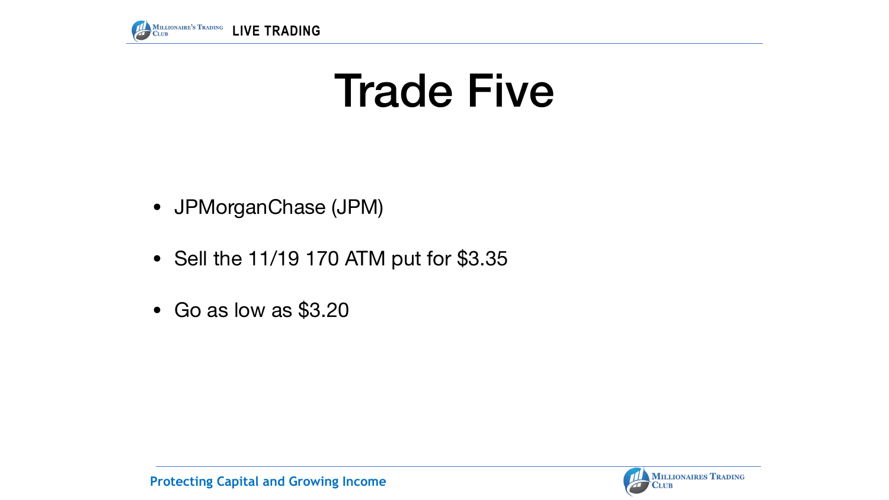# Trade Five

- JPMorganChase (JPM)
- Sell the 11/19 170 ATM put for $3.35
- Go as low as $3.20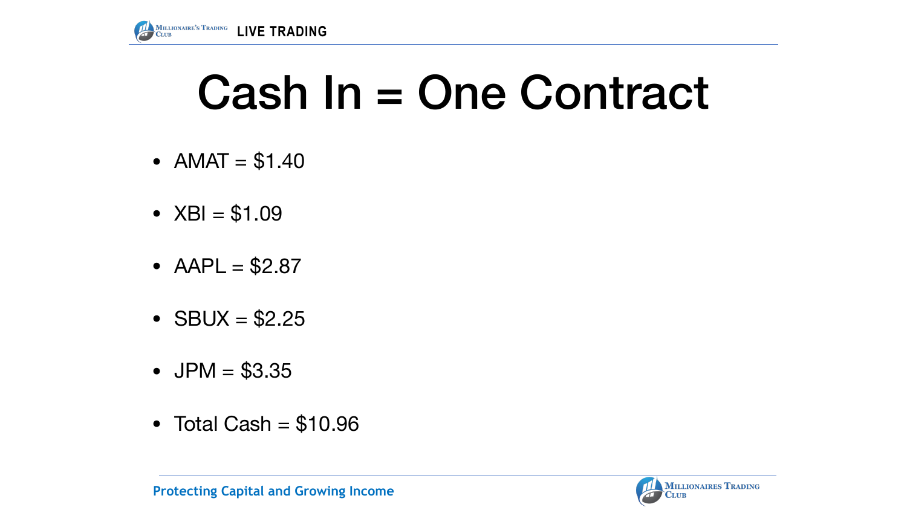# Cash In = One Contract

- AMAT = $1.40
- XBI = $1.09
- AAPL = $2.87
- SBUX = $2.25
- JPM = $3.35
- Total Cash = $10.96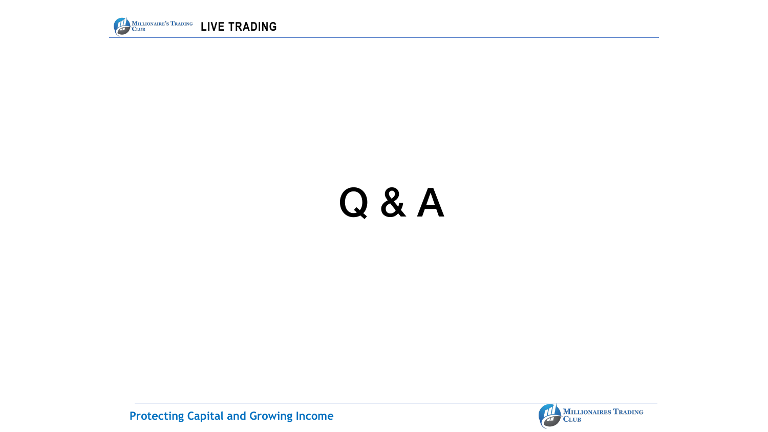# Q & A